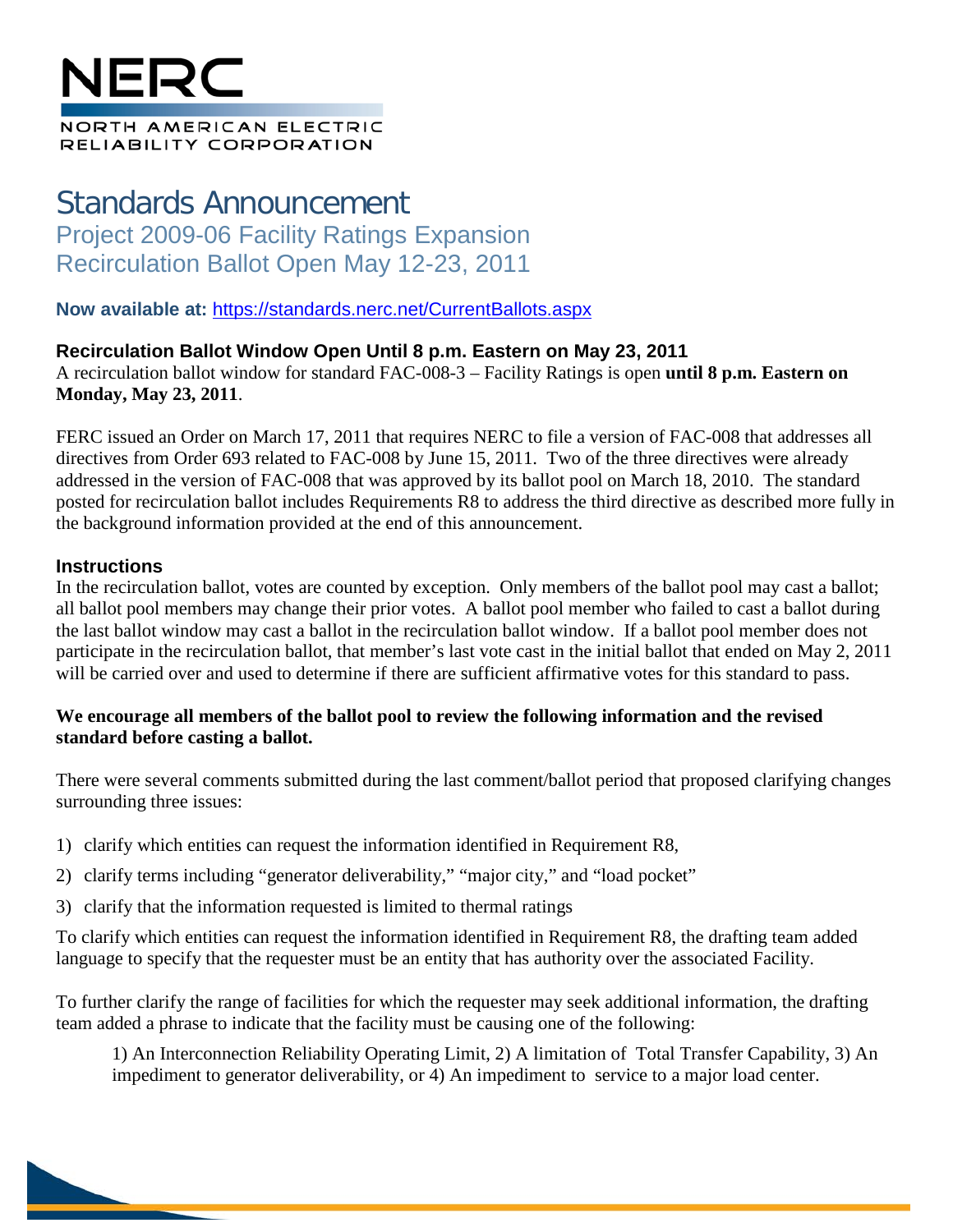# NERC

NORTH AMERICAN ELECTRIC RELIABILITY CORPORATION

# Standards Announcement

## Project 2009-06 Facility Ratings Expansion
## Recirculation Ballot Open May 12-23, 2011

**Now available at:** https://standards.nerc.net/CurrentBallots.aspx

### Recirculation Ballot Window Open Until 8 p.m. Eastern on May 23, 2011

A recirculation ballot window for standard FAC-008-3 – Facility Ratings is open **until 8 p.m. Eastern on Monday, May 23, 2011**.

FERC issued an Order on March 17, 2011 that requires NERC to file a version of FAC-008 that addresses all directives from Order 693 related to FAC-008 by June 15, 2011. Two of the three directives were already addressed in the version of FAC-008 that was approved by its ballot pool on March 18, 2010. The standard posted for recirculation ballot includes Requirements R8 to address the third directive as described more fully in the background information provided at the end of this announcement.

### Instructions

In the recirculation ballot, votes are counted by exception. Only members of the ballot pool may cast a ballot; all ballot pool members may change their prior votes. A ballot pool member who failed to cast a ballot during the last ballot window may cast a ballot in the recirculation ballot window. If a ballot pool member does not participate in the recirculation ballot, that member's last vote cast in the initial ballot that ended on May 2, 2011 will be carried over and used to determine if there are sufficient affirmative votes for this standard to pass.

**We encourage all members of the ballot pool to review the following information and the revised standard before casting a ballot.**

There were several comments submitted during the last comment/ballot period that proposed clarifying changes surrounding three issues:

1) clarify which entities can request the information identified in Requirement R8,
2) clarify terms including "generator deliverability," "major city," and "load pocket"
3) clarify that the information requested is limited to thermal ratings

To clarify which entities can request the information identified in Requirement R8, the drafting team added language to specify that the requester must be an entity that has authority over the associated Facility.

To further clarify the range of facilities for which the requester may seek additional information, the drafting team added a phrase to indicate that the facility must be causing one of the following:

> 1) An Interconnection Reliability Operating Limit, 2) A limitation of Total Transfer Capability, 3) An impediment to generator deliverability, or 4) An impediment to service to a major load center.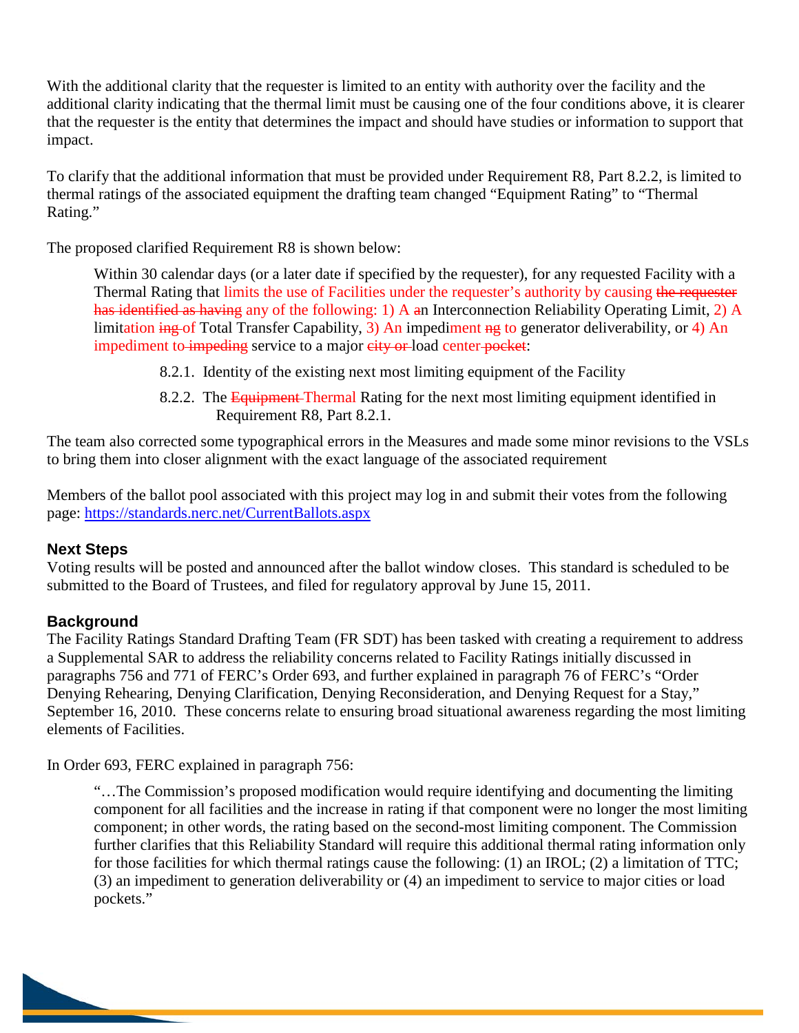With the additional clarity that the requester is limited to an entity with authority over the facility and the additional clarity indicating that the thermal limit must be causing one of the four conditions above, it is clearer that the requester is the entity that determines the impact and should have studies or information to support that impact.

To clarify that the additional information that must be provided under Requirement R8, Part 8.2.2, is limited to thermal ratings of the associated equipment the drafting team changed "Equipment Rating" to "Thermal Rating."

The proposed clarified Requirement R8 is shown below:

> Within 30 calendar days (or a later date if specified by the requester), for any requested Facility with a Thermal Rating that limits the use of Facilities under the requester's authority by causing ~~the requester has identified as having~~ any of the following: 1) A ~~a~~n Interconnection Reliability Operating Limit, 2) A limitation ~~ing of~~ Total Transfer Capability, 3) An impediment ~~ng~~ to generator deliverability, or 4) An impediment to ~~impeding~~ service to a major ~~city or~~ load center ~~pocket~~:
>
> 8.2.1. Identity of the existing next most limiting equipment of the Facility
>
> 8.2.2. The ~~Equipment~~ Thermal Rating for the next most limiting equipment identified in Requirement R8, Part 8.2.1.

The team also corrected some typographical errors in the Measures and made some minor revisions to the VSLs to bring them into closer alignment with the exact language of the associated requirement

Members of the ballot pool associated with this project may log in and submit their votes from the following page: https://standards.nerc.net/CurrentBallots.aspx

### Next Steps

Voting results will be posted and announced after the ballot window closes. This standard is scheduled to be submitted to the Board of Trustees, and filed for regulatory approval by June 15, 2011.

### Background

The Facility Ratings Standard Drafting Team (FR SDT) has been tasked with creating a requirement to address a Supplemental SAR to address the reliability concerns related to Facility Ratings initially discussed in paragraphs 756 and 771 of FERC's Order 693, and further explained in paragraph 76 of FERC's "Order Denying Rehearing, Denying Clarification, Denying Reconsideration, and Denying Request for a Stay," September 16, 2010. These concerns relate to ensuring broad situational awareness regarding the most limiting elements of Facilities.

In Order 693, FERC explained in paragraph 756:

> "…The Commission's proposed modification would require identifying and documenting the limiting component for all facilities and the increase in rating if that component were no longer the most limiting component; in other words, the rating based on the second-most limiting component. The Commission further clarifies that this Reliability Standard will require this additional thermal rating information only for those facilities for which thermal ratings cause the following: (1) an IROL; (2) a limitation of TTC; (3) an impediment to generation deliverability or (4) an impediment to service to major cities or load pockets."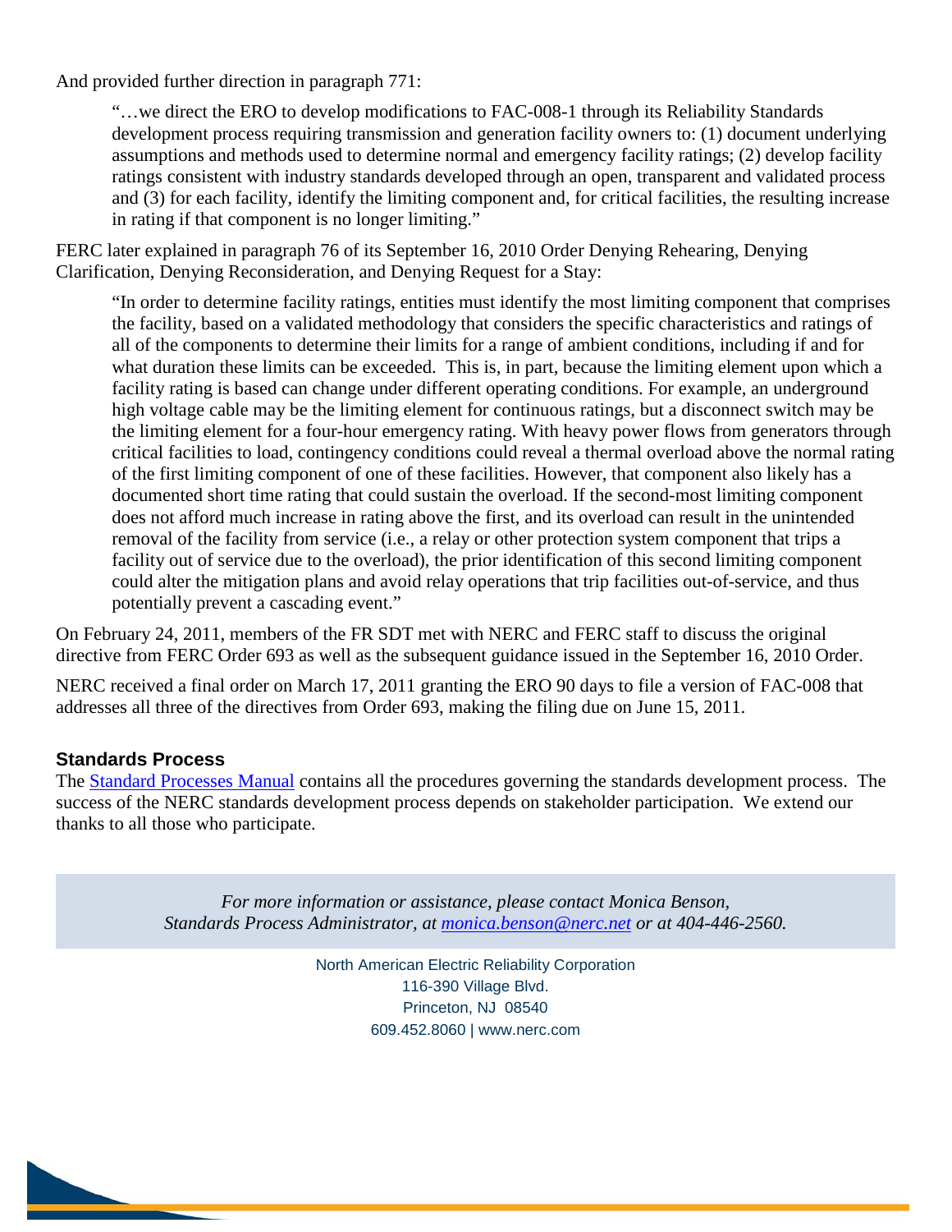And provided further direction in paragraph 771:

> "…we direct the ERO to develop modifications to FAC-008-1 through its Reliability Standards development process requiring transmission and generation facility owners to: (1) document underlying assumptions and methods used to determine normal and emergency facility ratings; (2) develop facility ratings consistent with industry standards developed through an open, transparent and validated process and (3) for each facility, identify the limiting component and, for critical facilities, the resulting increase in rating if that component is no longer limiting."

FERC later explained in paragraph 76 of its September 16, 2010 Order Denying Rehearing, Denying Clarification, Denying Reconsideration, and Denying Request for a Stay:

> "In order to determine facility ratings, entities must identify the most limiting component that comprises the facility, based on a validated methodology that considers the specific characteristics and ratings of all of the components to determine their limits for a range of ambient conditions, including if and for what duration these limits can be exceeded. This is, in part, because the limiting element upon which a facility rating is based can change under different operating conditions. For example, an underground high voltage cable may be the limiting element for continuous ratings, but a disconnect switch may be the limiting element for a four-hour emergency rating. With heavy power flows from generators through critical facilities to load, contingency conditions could reveal a thermal overload above the normal rating of the first limiting component of one of these facilities. However, that component also likely has a documented short time rating that could sustain the overload. If the second-most limiting component does not afford much increase in rating above the first, and its overload can result in the unintended removal of the facility from service (i.e., a relay or other protection system component that trips a facility out of service due to the overload), the prior identification of this second limiting component could alter the mitigation plans and avoid relay operations that trip facilities out-of-service, and thus potentially prevent a cascading event."

On February 24, 2011, members of the FR SDT met with NERC and FERC staff to discuss the original directive from FERC Order 693 as well as the subsequent guidance issued in the September 16, 2010 Order.

NERC received a final order on March 17, 2011 granting the ERO 90 days to file a version of FAC-008 that addresses all three of the directives from Order 693, making the filing due on June 15, 2011.

### Standards Process

The Standard Processes Manual contains all the procedures governing the standards development process. The success of the NERC standards development process depends on stakeholder participation. We extend our thanks to all those who participate.

*For more information or assistance, please contact Monica Benson, Standards Process Administrator, at monica.benson@nerc.net or at 404-446-2560.*

North American Electric Reliability Corporation
116-390 Village Blvd.
Princeton, NJ 08540
609.452.8060 | www.nerc.com